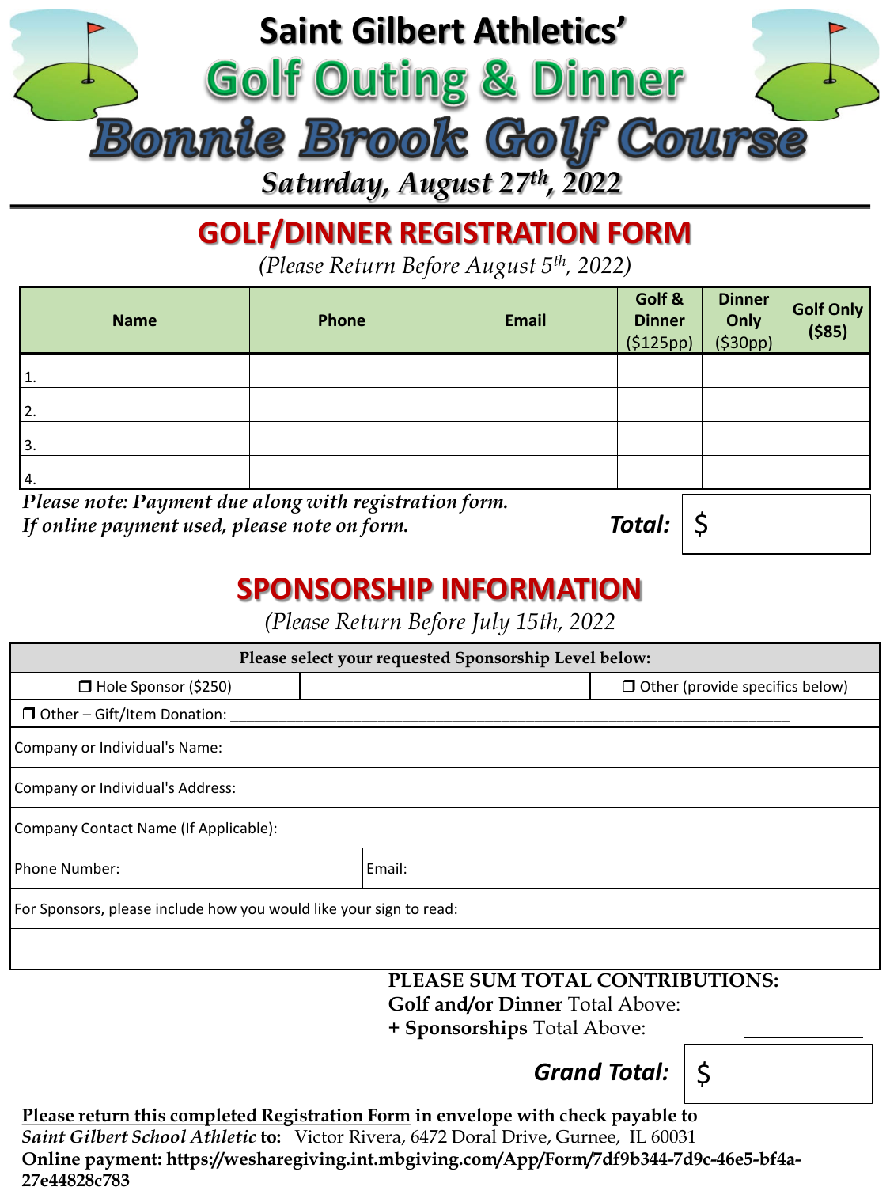# Saint Gilbert Athletics'

# Golf Outing & Dinner

# Bonnie Brook Golf Course

***Saturday, August 27th, 2022***

## GOLF/DINNER REGISTRATION FORM

*(Please Return Before August 5th, 2022)*

| Name | Phone | Email | Golf & Dinner ($125pp) | Dinner Only ($30pp) | Golf Only ($85) |
|---|---|---|---|---|---|
| 1. | | | | | |
| 2. | | | | | |
| 3. | | | | | |
| 4. | | | | | |

***Please note: Payment due along with registration form.***
***If online payment used, please note on form.***

***Total:*** $

## SPONSORSHIP INFORMATION

*(Please Return Before July 15th, 2022)*

| **Please select your requested Sponsorship Level below:** | | |
|---|---|---|
| ❒ Hole Sponsor ($250) | | ❒ Other (provide specifics below) |
| ❒ Other – Gift/Item Donation: ____________________ | | |
| Company or Individual's Name: | | |
| Company or Individual's Address: | | |
| Company Contact Name (If Applicable): | | |
| Phone Number: | Email: | |
| For Sponsors, please include how you would like your sign to read: | | |
| | | |

**PLEASE SUM TOTAL CONTRIBUTIONS:**
**Golf and/or Dinner** Total Above: __________
**+ Sponsorships** Total Above: __________

***Grand Total:*** $

**Please return this completed Registration Form in envelope with check payable to** ***Saint Gilbert School Athletic*** **to:** Victor Rivera, 6472 Doral Drive, Gurnee, IL 60031

**Online payment: https://wesharegiving.int.mbgiving.com/App/Form/7df9b344-7d9c-46e5-bf4a-27e44828c783**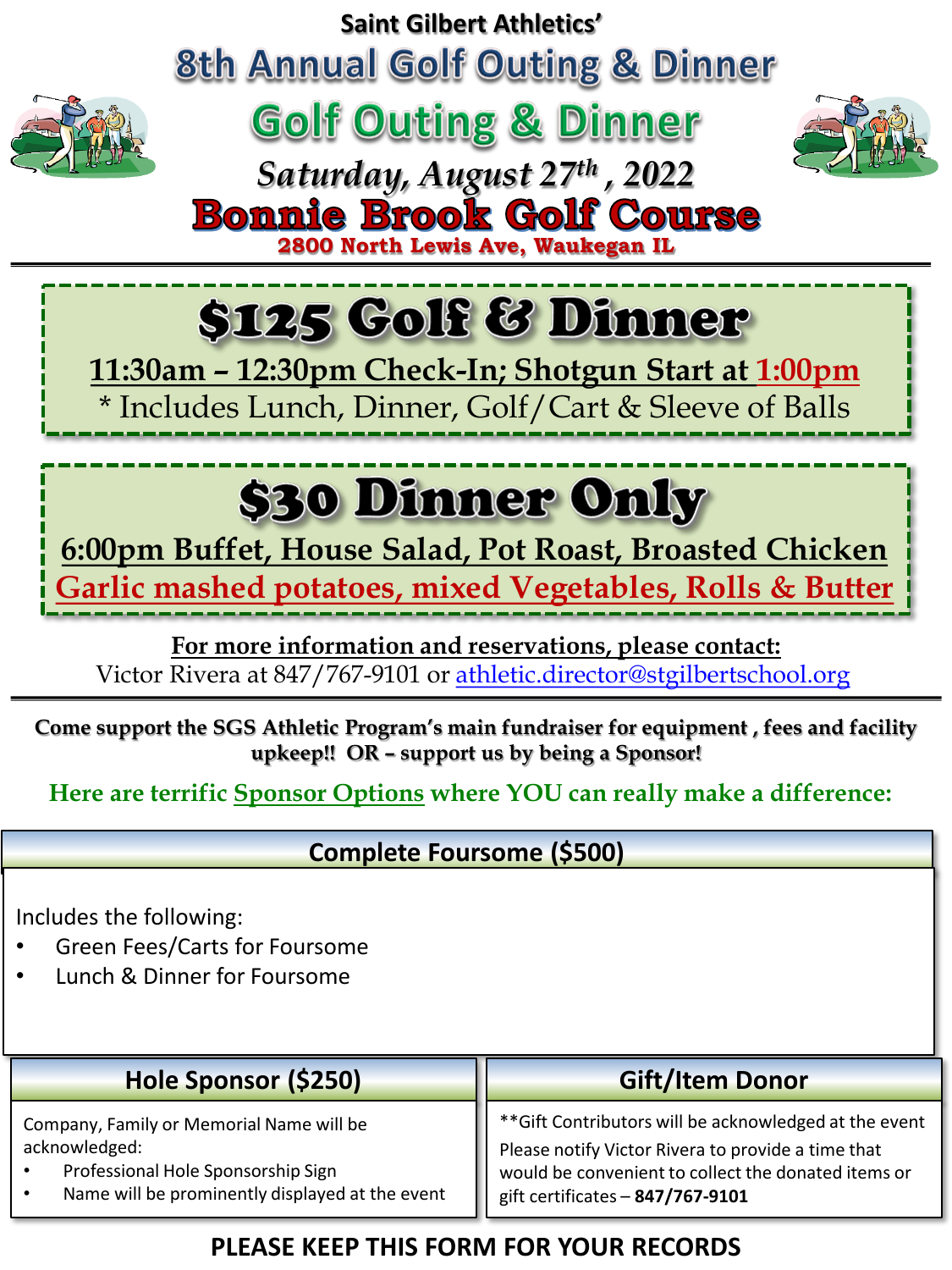**Saint Gilbert Athletics'**

# 8th Annual Golf Outing & Dinner

## Golf Outing & Dinner

***Saturday, August 27th , 2022***

## Bonnie Brook Golf Course

**2800 North Lewis Ave, Waukegan IL**

---

## $125 Golf & Dinner

**11:30am – 12:30pm Check-In; Shotgun Start at 1:00pm**

\* Includes Lunch, Dinner, Golf/Cart & Sleeve of Balls

## $30 Dinner Only

**6:00pm Buffet, House Salad, Pot Roast, Broasted Chicken**

**Garlic mashed potatoes, mixed Vegetables, Rolls & Butter**

**For more information and reservations, please contact:**

Victor Rivera at 847/767-9101 or athletic.director@stgilbertschool.org

---

**Come support the SGS Athletic Program's main fundraiser for equipment , fees and facility upkeep!! OR – support us by being a Sponsor!**

**Here are terrific Sponsor Options where YOU can really make a difference:**

### Complete Foursome ($500)

Includes the following:

- Green Fees/Carts for Foursome
- Lunch & Dinner for Foursome

### Hole Sponsor ($250)

Company, Family or Memorial Name will be acknowledged:

- Professional Hole Sponsorship Sign
- Name will be prominently displayed at the event

### Gift/Item Donor

**Gift Contributors will be acknowledged at the event

Please notify Victor Rivera to provide a time that would be convenient to collect the donated items or gift certificates – **847/767-9101**

**PLEASE KEEP THIS FORM FOR YOUR RECORDS**